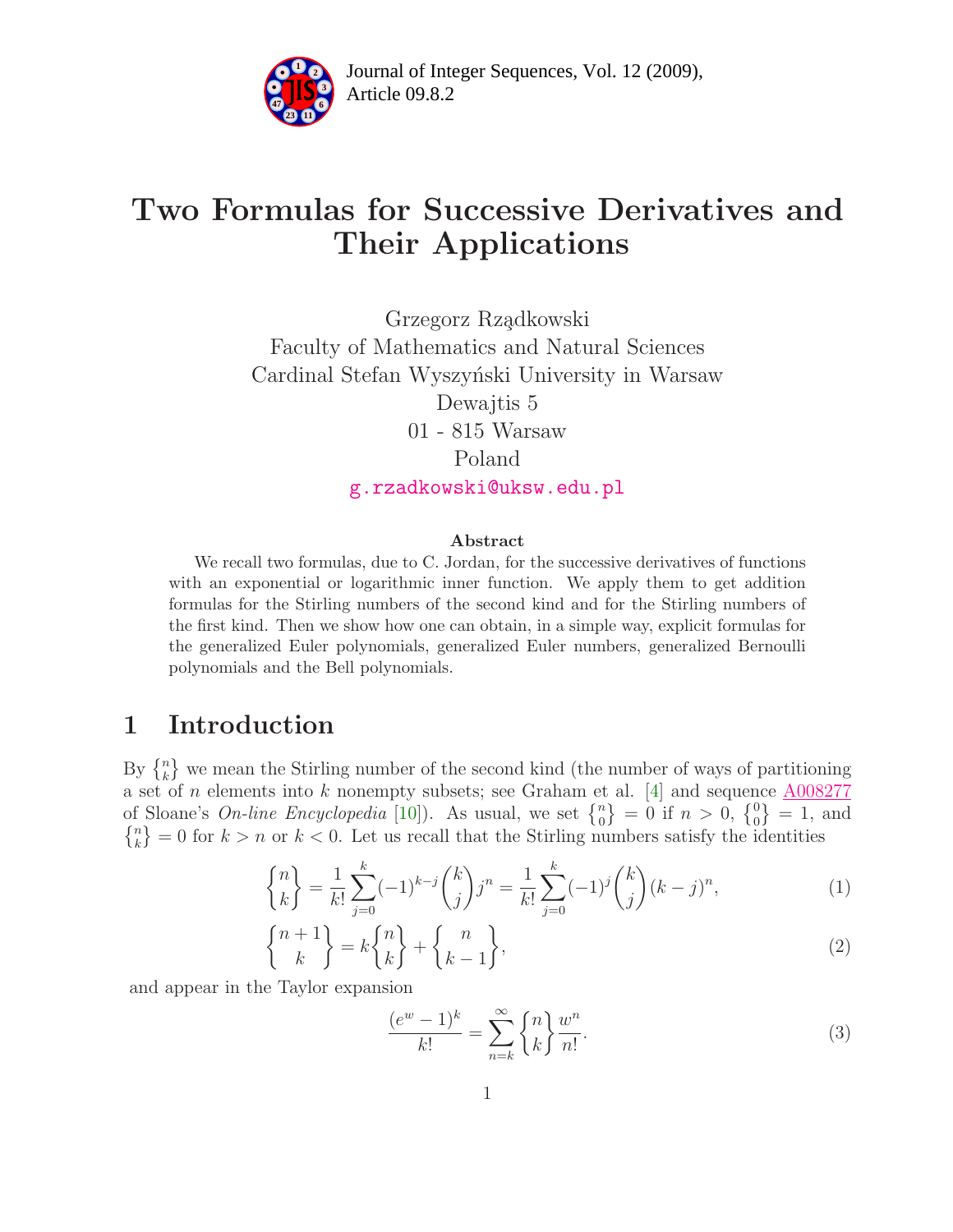# Two Formulas for Successive Derivatives and Their Applications

Grzegorz Rządkowski
Faculty of Mathematics and Natural Sciences
Cardinal Stefan Wyszyński University in Warsaw
Dewajtis 5
01 - 815 Warsaw
Poland
g.rzadkowski@uksw.edu.pl

### Abstract

We recall two formulas, due to C. Jordan, for the successive derivatives of functions with an exponential or logarithmic inner function. We apply them to get addition formulas for the Stirling numbers of the second kind and for the Stirling numbers of the first kind. Then we show how one can obtain, in a simple way, explicit formulas for the generalized Euler polynomials, generalized Euler numbers, generalized Bernoulli polynomials and the Bell polynomials.

## 1 Introduction

By $\left\{ {n \atop k} \right\}$ we mean the Stirling number of the second kind (the number of ways of partitioning a set of $n$ elements into $k$ nonempty subsets; see Graham et al. [4] and sequence A008277 of Sloane's *On-line Encyclopedia* [10]). As usual, we set $\left\{ {n \atop 0} \right\} = 0$ if $n > 0$, $\left\{ {0 \atop 0} \right\} = 1$, and $\left\{ {n \atop k} \right\} = 0$ for $k > n$ or $k < 0$. Let us recall that the Stirling numbers satisfy the identities

$$\left\{ {n \atop k} \right\} = \frac{1}{k!}\sum_{j=0}^{k}(-1)^{k-j}\binom{k}{j}j^n = \frac{1}{k!}\sum_{j=0}^{k}(-1)^{j}\binom{k}{j}(k-j)^n, \tag{1}$$

$$\left\{ {n+1 \atop k} \right\} = k\left\{ {n \atop k} \right\} + \left\{ {n \atop k-1} \right\}, \tag{2}$$

and appear in the Taylor expansion

$$\frac{(e^w - 1)^k}{k!} = \sum_{n=k}^{\infty}\left\{ {n \atop k} \right\}\frac{w^n}{n!}. \tag{3}$$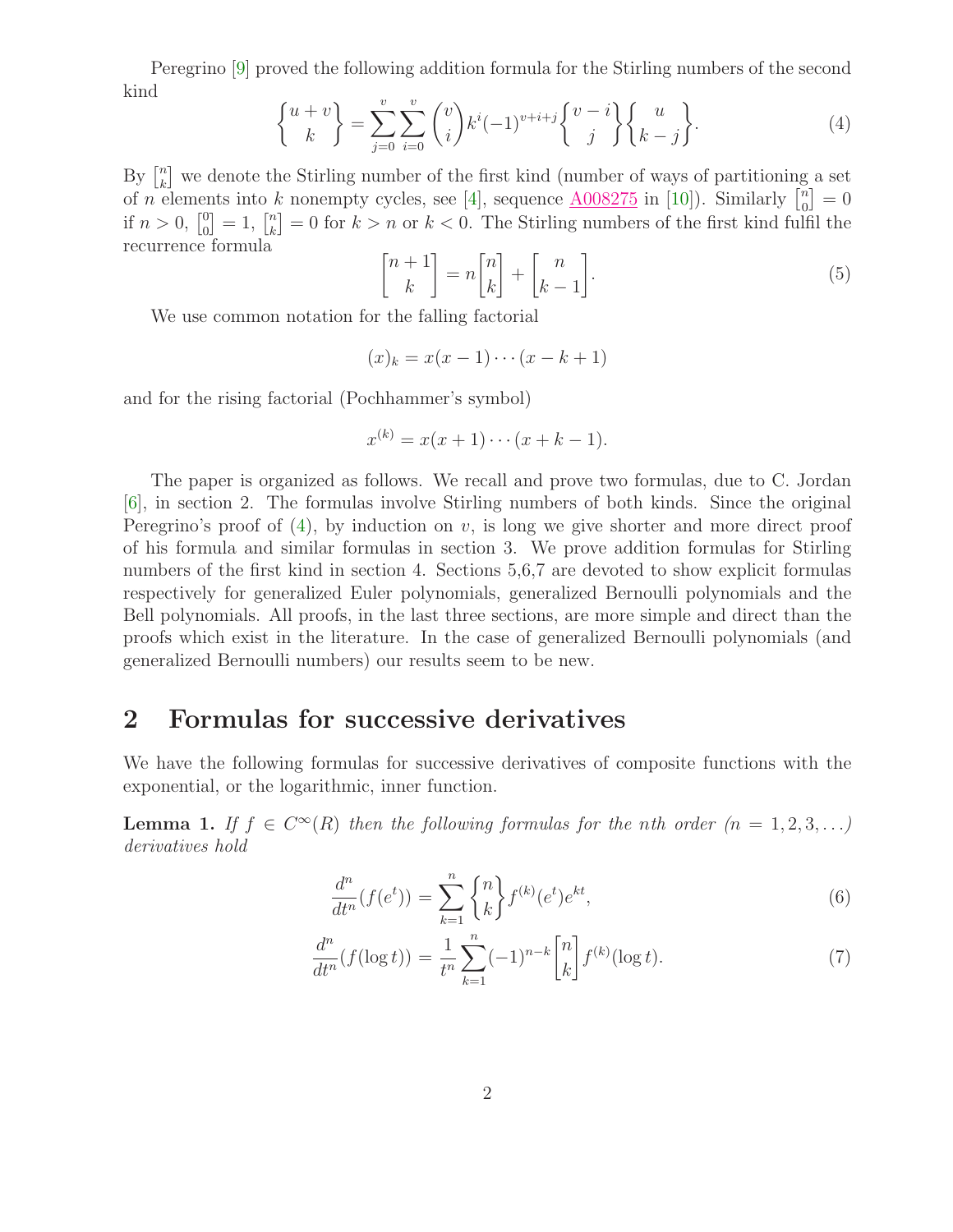Peregrino [9] proved the following addition formula for the Stirling numbers of the second kind

$$\left\{ {u+v \atop k} \right\} = \sum_{j=0}^{v} \sum_{i=0}^{v} \binom{v}{i} k^i (-1)^{v+i+j} \left\{ {v-i \atop j} \right\} \left\{ {u \atop k-j} \right\}. \tag{4}$$

By $\left[ {n \atop k} \right]$ we denote the Stirling number of the first kind (number of ways of partitioning a set of $n$ elements into $k$ nonempty cycles, see [4], sequence A008275 in [10]). Similarly $\left[ {n \atop 0} \right] = 0$ if $n > 0$, $\left[ {0 \atop 0} \right] = 1$, $\left[ {n \atop k} \right] = 0$ for $k > n$ or $k < 0$. The Stirling numbers of the first kind fulfil the recurrence formula

$$\left[ {n+1 \atop k} \right] = n \left[ {n \atop k} \right] + \left[ {n \atop k-1} \right]. \tag{5}$$

We use common notation for the falling factorial

$$(x)_k = x(x-1)\cdots(x-k+1)$$

and for the rising factorial (Pochhammer's symbol)

$$x^{(k)} = x(x+1)\cdots(x+k-1).$$

The paper is organized as follows. We recall and prove two formulas, due to C. Jordan [6], in section 2. The formulas involve Stirling numbers of both kinds. Since the original Peregrino's proof of (4), by induction on $v$, is long we give shorter and more direct proof of his formula and similar formulas in section 3. We prove addition formulas for Stirling numbers of the first kind in section 4. Sections 5,6,7 are devoted to show explicit formulas respectively for generalized Euler polynomials, generalized Bernoulli polynomials and the Bell polynomials. All proofs, in the last three sections, are more simple and direct than the proofs which exist in the literature. In the case of generalized Bernoulli polynomials (and generalized Bernoulli numbers) our results seem to be new.

## 2 Formulas for successive derivatives

We have the following formulas for successive derivatives of composite functions with the exponential, or the logarithmic, inner function.

**Lemma 1.** *If $f \in C^\infty(R)$ then the following formulas for the nth order ($n = 1, 2, 3, \ldots$) derivatives hold*

$$\frac{d^n}{dt^n}(f(e^t)) = \sum_{k=1}^{n} \left\{ {n \atop k} \right\} f^{(k)}(e^t) e^{kt}, \tag{6}$$

$$\frac{d^n}{dt^n}(f(\log t)) = \frac{1}{t^n} \sum_{k=1}^{n} (-1)^{n-k} \left[ {n \atop k} \right] f^{(k)}(\log t). \tag{7}$$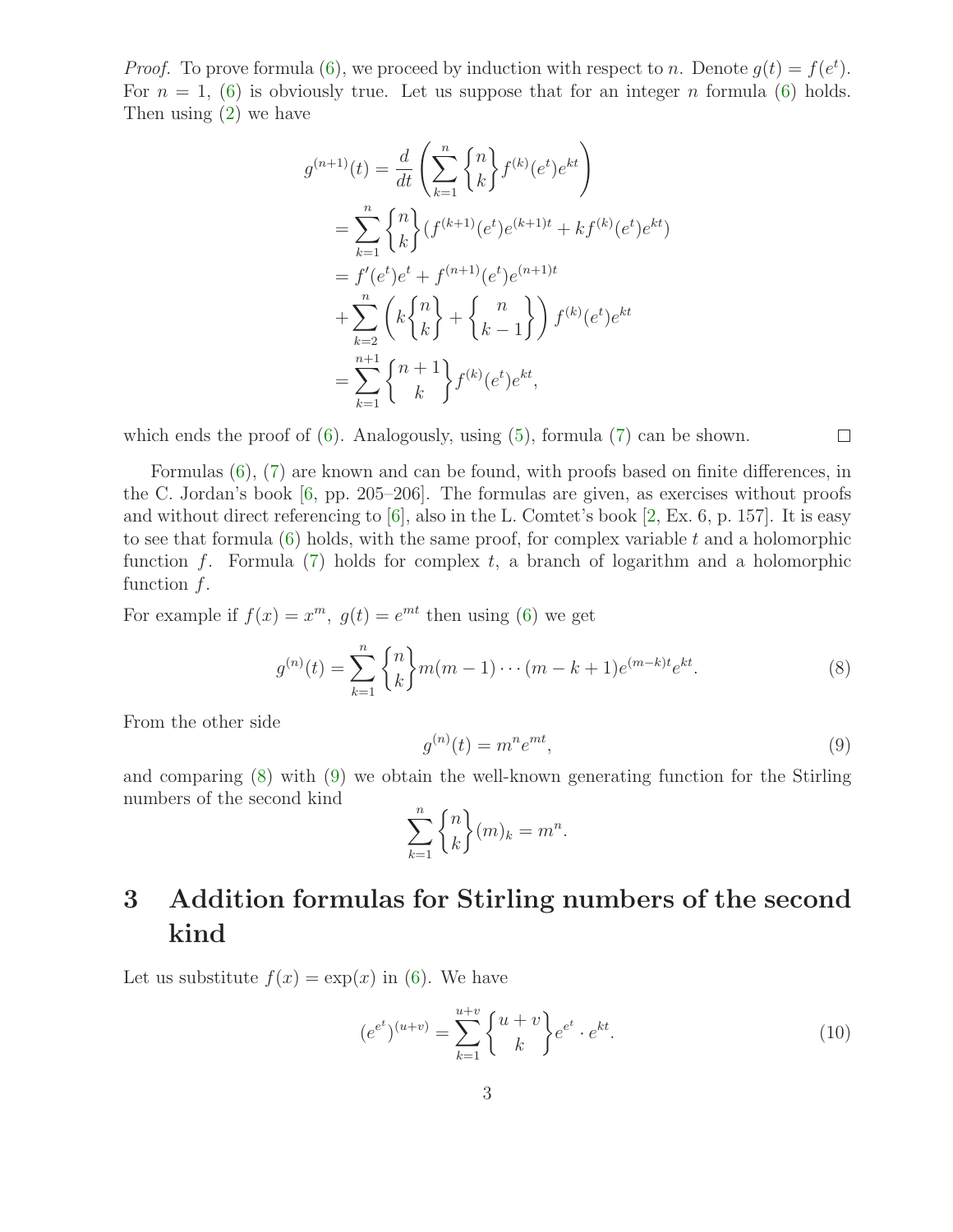*Proof.* To prove formula (6), we proceed by induction with respect to $n$. Denote $g(t) = f(e^t)$. For $n = 1$, (6) is obviously true. Let us suppose that for an integer $n$ formula (6) holds. Then using (2) we have

$$
\begin{aligned}
g^{(n+1)}(t) &= \frac{d}{dt}\left(\sum_{k=1}^{n} \left\{ {n \atop k} \right\} f^{(k)}(e^t)e^{kt}\right) \\
&= \sum_{k=1}^{n} \left\{ {n \atop k} \right\} (f^{(k+1)}(e^t)e^{(k+1)t} + kf^{(k)}(e^t)e^{kt}) \\
&= f'(e^t)e^t + f^{(n+1)}(e^t)e^{(n+1)t} \\
&+ \sum_{k=2}^{n} \left( k\left\{ {n \atop k} \right\} + \left\{ {n \atop k-1} \right\} \right) f^{(k)}(e^t)e^{kt} \\
&= \sum_{k=1}^{n+1} \left\{ {n+1 \atop k} \right\} f^{(k)}(e^t)e^{kt},
\end{aligned}
$$

which ends the proof of (6). Analogously, using (5), formula (7) can be shown. □

Formulas (6), (7) are known and can be found, with proofs based on finite differences, in the C. Jordan's book [6, pp. 205–206]. The formulas are given, as exercises without proofs and without direct referencing to [6], also in the L. Comtet's book [2, Ex. 6, p. 157]. It is easy to see that formula (6) holds, with the same proof, for complex variable $t$ and a holomorphic function $f$. Formula (7) holds for complex $t$, a branch of logarithm and a holomorphic function $f$.

For example if $f(x) = x^m,\ g(t) = e^{mt}$ then using (6) we get

$$
g^{(n)}(t) = \sum_{k=1}^{n} \left\{ {n \atop k} \right\} m(m-1)\cdots(m-k+1)e^{(m-k)t}e^{kt}. \tag{8}
$$

From the other side

$$
g^{(n)}(t) = m^n e^{mt}, \tag{9}
$$

and comparing (8) with (9) we obtain the well-known generating function for the Stirling numbers of the second kind

$$
\sum_{k=1}^{n} \left\{ {n \atop k} \right\} (m)_k = m^n.
$$

# 3 Addition formulas for Stirling numbers of the second kind

Let us substitute $f(x) = \exp(x)$ in (6). We have

$$
(e^{e^t})^{(u+v)} = \sum_{k=1}^{u+v} \left\{ {u+v \atop k} \right\} e^{e^t} \cdot e^{kt}. \tag{10}
$$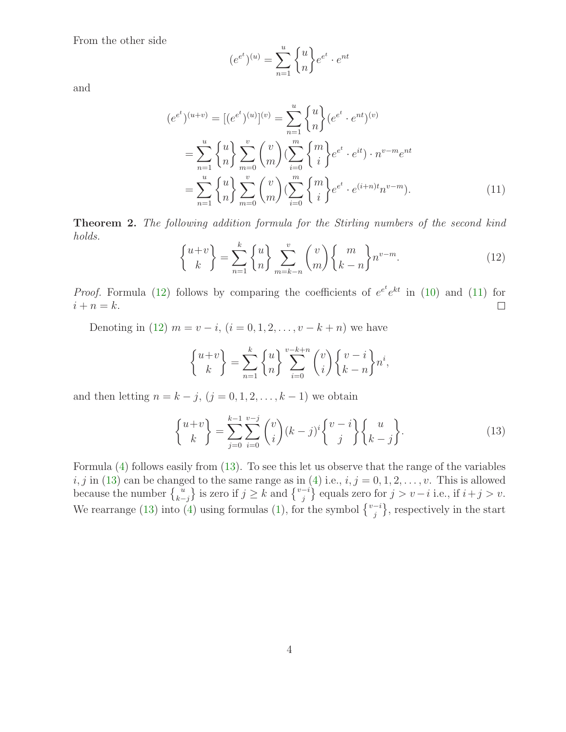From the other side

$$(e^{e^t})^{(u)} = \sum_{n=1}^{u} \left\{ {u \atop n} \right\} e^{e^t} \cdot e^{nt}$$

and

$$\begin{aligned}
(e^{e^t})^{(u+v)} = [(e^{e^t})^{(u)}]^{(v)} &= \sum_{n=1}^{u} \left\{ {u \atop n} \right\} (e^{e^t} \cdot e^{nt})^{(v)} \\
&= \sum_{n=1}^{u} \left\{ {u \atop n} \right\} \sum_{m=0}^{v} \binom{v}{m} (\sum_{i=0}^{m} \left\{ {m \atop i} \right\} e^{e^t} \cdot e^{it}) \cdot n^{v-m} e^{nt} \\
&= \sum_{n=1}^{u} \left\{ {u \atop n} \right\} \sum_{m=0}^{v} \binom{v}{m} (\sum_{i=0}^{m} \left\{ {m \atop i} \right\} e^{e^t} \cdot e^{(i+n)t} n^{v-m}). \qquad (11)
\end{aligned}$$

**Theorem 2.** *The following addition formula for the Stirling numbers of the second kind holds.*

$$\left\{ {u+v \atop k} \right\} = \sum_{n=1}^{k} \left\{ {u \atop n} \right\} \sum_{m=k-n}^{v} \binom{v}{m} \left\{ {m \atop k-n} \right\} n^{v-m}. \qquad (12)$$

*Proof.* Formula (12) follows by comparing the coefficients of $e^{e^t} e^{kt}$ in (10) and (11) for $i + n = k$. □

Denoting in (12) $m = v - i$, $(i = 0, 1, 2, \ldots, v - k + n)$ we have

$$\left\{ {u+v \atop k} \right\} = \sum_{n=1}^{k} \left\{ {u \atop n} \right\} \sum_{i=0}^{v-k+n} \binom{v}{i} \left\{ {v-i \atop k-n} \right\} n^{i},$$

and then letting $n = k - j$, $(j = 0, 1, 2, \ldots, k - 1)$ we obtain

$$\left\{ {u+v \atop k} \right\} = \sum_{j=0}^{k-1} \sum_{i=0}^{v-j} \binom{v}{i} (k-j)^{i} \left\{ {v-i \atop j} \right\} \left\{ {u \atop k-j} \right\}. \qquad (13)$$

Formula (4) follows easily from (13). To see this let us observe that the range of the variables $i, j$ in (13) can be changed to the same range as in (4) i.e., $i, j = 0, 1, 2, \ldots, v$. This is allowed because the number $\left\{ {u \atop k-j} \right\}$ is zero if $j \geq k$ and $\left\{ {v-i \atop j} \right\}$ equals zero for $j > v - i$ i.e., if $i + j > v$. We rearrange (13) into (4) using formulas (1), for the symbol $\left\{ {v-i \atop j} \right\}$, respectively in the start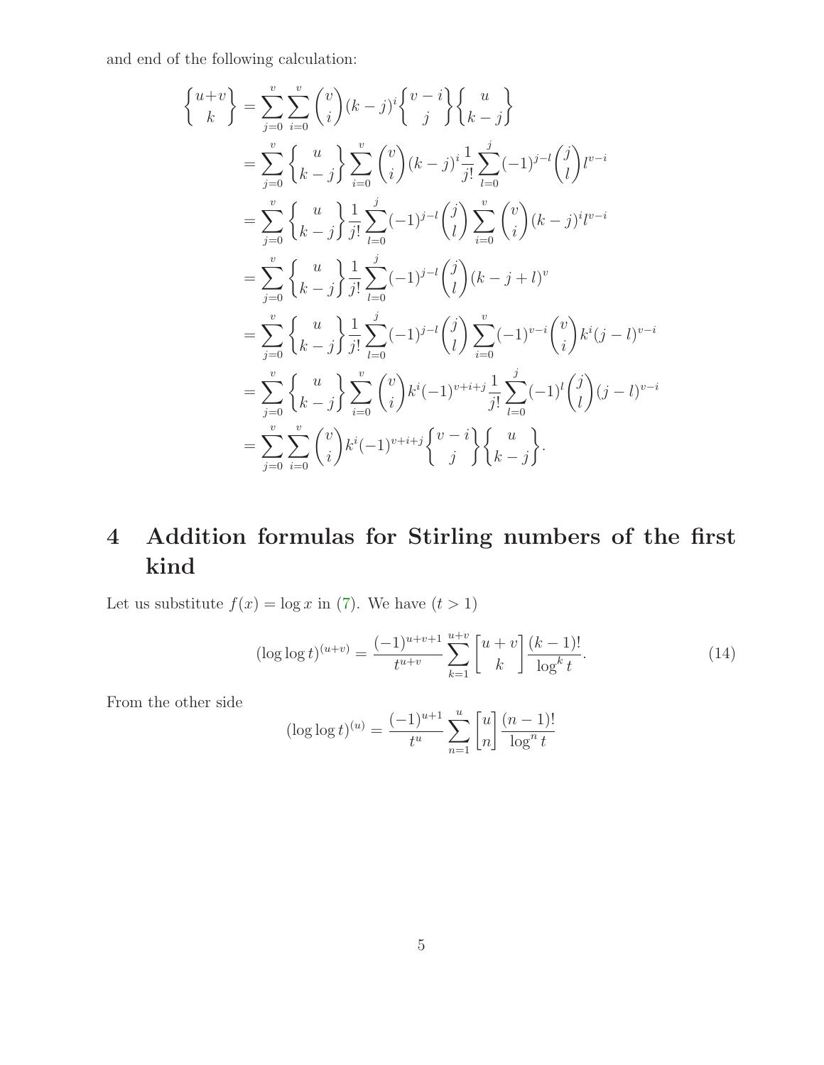and end of the following calculation:

$$
\begin{aligned}
\left\{ {u+v \atop k} \right\} &= \sum_{j=0}^{v} \sum_{i=0}^{v} \binom{v}{i} (k-j)^i \left\{ {v-i \atop j} \right\} \left\{ {u \atop k-j} \right\} \\
&= \sum_{j=0}^{v} \left\{ {u \atop k-j} \right\} \sum_{i=0}^{v} \binom{v}{i} (k-j)^i \frac{1}{j!} \sum_{l=0}^{j} (-1)^{j-l} \binom{j}{l} l^{v-i} \\
&= \sum_{j=0}^{v} \left\{ {u \atop k-j} \right\} \frac{1}{j!} \sum_{l=0}^{j} (-1)^{j-l} \binom{j}{l} \sum_{i=0}^{v} \binom{v}{i} (k-j)^i l^{v-i} \\
&= \sum_{j=0}^{v} \left\{ {u \atop k-j} \right\} \frac{1}{j!} \sum_{l=0}^{j} (-1)^{j-l} \binom{j}{l} (k-j+l)^v \\
&= \sum_{j=0}^{v} \left\{ {u \atop k-j} \right\} \frac{1}{j!} \sum_{l=0}^{j} (-1)^{j-l} \binom{j}{l} \sum_{i=0}^{v} (-1)^{v-i} \binom{v}{i} k^i (j-l)^{v-i} \\
&= \sum_{j=0}^{v} \left\{ {u \atop k-j} \right\} \sum_{i=0}^{v} \binom{v}{i} k^i (-1)^{v+i+j} \frac{1}{j!} \sum_{l=0}^{j} (-1)^{l} \binom{j}{l} (j-l)^{v-i} \\
&= \sum_{j=0}^{v} \sum_{i=0}^{v} \binom{v}{i} k^i (-1)^{v+i+j} \left\{ {v-i \atop j} \right\} \left\{ {u \atop k-j} \right\}.
\end{aligned}
$$

# 4 Addition formulas for Stirling numbers of the first kind

Let us substitute $f(x) = \log x$ in (7). We have $(t > 1)$

$$
(\log \log t)^{(u+v)} = \frac{(-1)^{u+v+1}}{t^{u+v}} \sum_{k=1}^{u+v} \left[ {u+v \atop k} \right] \frac{(k-1)!}{\log^k t}. \tag{14}
$$

From the other side

$$
(\log \log t)^{(u)} = \frac{(-1)^{u+1}}{t^u} \sum_{n=1}^{u} \left[ {u \atop n} \right] \frac{(n-1)!}{\log^n t}
$$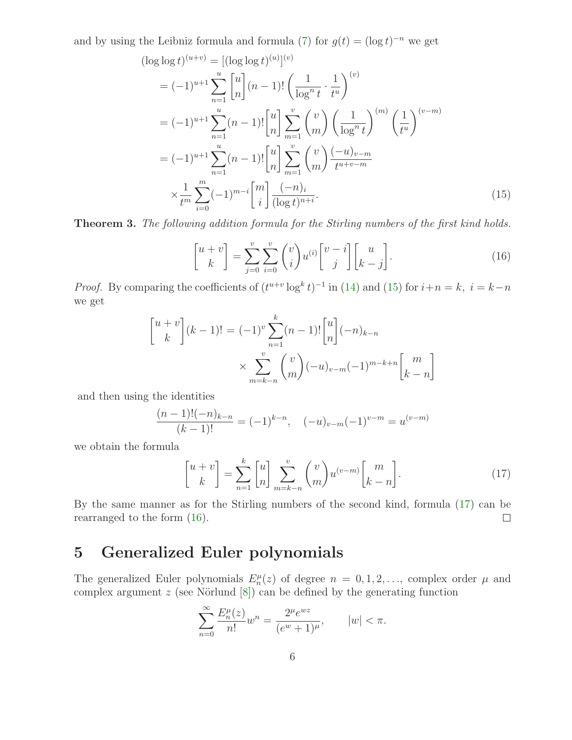and by using the Leibniz formula and formula (7) for $g(t) = (\log t)^{-n}$ we get

$$
\begin{aligned}
(\log\log t)^{(u+v)} &= [(\log\log t)^{(u)}]^{(v)} \\
&= (-1)^{u+1}\sum_{n=1}^{u} \begin{bmatrix} u \\ n \end{bmatrix} (n-1)! \left(\frac{1}{\log^n t}\cdot\frac{1}{t^u}\right)^{(v)} \\
&= (-1)^{u+1}\sum_{n=1}^{u}(n-1)! \begin{bmatrix} u \\ n \end{bmatrix} \sum_{m=1}^{v}\binom{v}{m}\left(\frac{1}{\log^n t}\right)^{(m)}\left(\frac{1}{t^u}\right)^{(v-m)} \\
&= (-1)^{u+1}\sum_{n=1}^{u}(n-1)! \begin{bmatrix} u \\ n \end{bmatrix} \sum_{m=1}^{v}\binom{v}{m}\frac{(-u)_{v-m}}{t^{u+v-m}} \\
&\quad \times \frac{1}{t^m}\sum_{i=0}^{m}(-1)^{m-i}\begin{bmatrix} m \\ i \end{bmatrix}\frac{(-n)_i}{(\log t)^{n+i}}.
\end{aligned} \tag{15}
$$

**Theorem 3.** *The following addition formula for the Stirling numbers of the first kind holds.*

$$
\begin{bmatrix} u+v \\ k \end{bmatrix} = \sum_{j=0}^{v}\sum_{i=0}^{v}\binom{v}{i}u^{(i)}\begin{bmatrix} v-i \\ j \end{bmatrix}\begin{bmatrix} u \\ k-j \end{bmatrix}. \tag{16}
$$

*Proof.* By comparing the coefficients of $(t^{u+v}\log^k t)^{-1}$ in (14) and (15) for $i+n=k,\ i=k-n$ we get

$$
\begin{aligned}
\begin{bmatrix} u+v \\ k \end{bmatrix}(k-1)! = (-1)^v \sum_{n=1}^{k}(n-1)!\begin{bmatrix} u \\ n \end{bmatrix}(-n)_{k-n} \\
\times \sum_{m=k-n}^{v}\binom{v}{m}(-u)_{v-m}(-1)^{m-k+n}\begin{bmatrix} m \\ k-n \end{bmatrix}
\end{aligned}
$$

and then using the identities

$$
\frac{(n-1)!(-n)_{k-n}}{(k-1)!} = (-1)^{k-n}, \quad (-u)_{v-m}(-1)^{v-m} = u^{(v-m)}
$$

we obtain the formula

$$
\begin{bmatrix} u+v \\ k \end{bmatrix} = \sum_{n=1}^{k}\begin{bmatrix} u \\ n \end{bmatrix}\sum_{m=k-n}^{v}\binom{v}{m}u^{(v-m)}\begin{bmatrix} m \\ k-n \end{bmatrix}. \tag{17}
$$

By the same manner as for the Stirling numbers of the second kind, formula (17) can be rearranged to the form (16). ∎

# 5 Generalized Euler polynomials

The generalized Euler polynomials $E_n^\mu(z)$ of degree $n = 0, 1, 2, \ldots$, complex order $\mu$ and complex argument $z$ (see Nörlund [8]) can be defined by the generating function

$$
\sum_{n=0}^{\infty}\frac{E_n^\mu(z)}{n!}w^n = \frac{2^\mu e^{wz}}{(e^w+1)^\mu}, \qquad |w| < \pi.
$$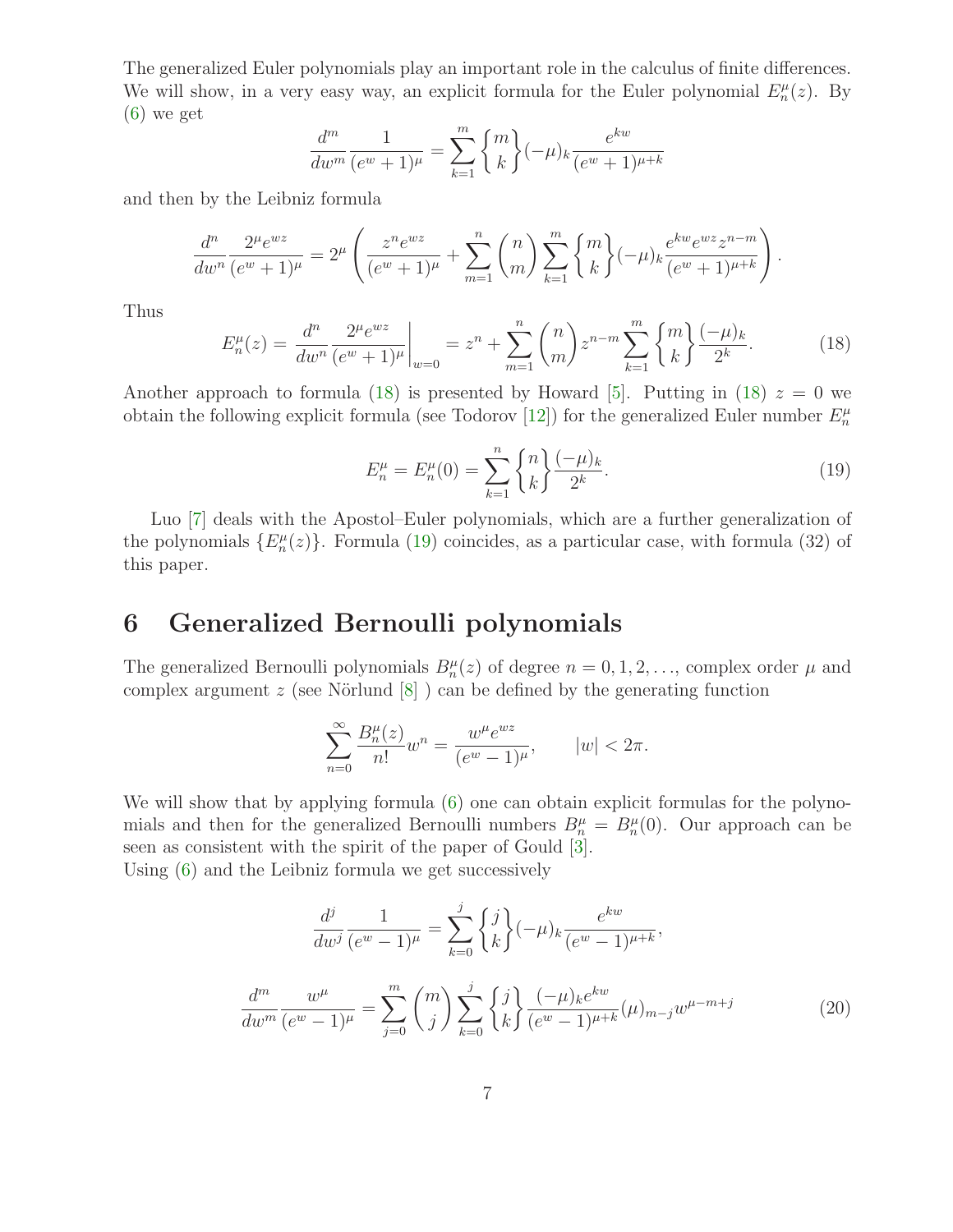The generalized Euler polynomials play an important role in the calculus of finite differences. We will show, in a very easy way, an explicit formula for the Euler polynomial $E_n^\mu(z)$. By (6) we get

$$\frac{d^m}{dw^m}\frac{1}{(e^w+1)^\mu} = \sum_{k=1}^{m} \left\{ {m \atop k} \right\} (-\mu)_k \frac{e^{kw}}{(e^w+1)^{\mu+k}}$$

and then by the Leibniz formula

$$\frac{d^n}{dw^n}\frac{2^\mu e^{wz}}{(e^w+1)^\mu} = 2^\mu \left( \frac{z^n e^{wz}}{(e^w+1)^\mu} + \sum_{m=1}^{n} \binom{n}{m} \sum_{k=1}^{m} \left\{ {m \atop k} \right\} (-\mu)_k \frac{e^{kw} e^{wz} z^{n-m}}{(e^w+1)^{\mu+k}} \right).$$

Thus

$$E_n^\mu(z) = \left. \frac{d^n}{dw^n}\frac{2^\mu e^{wz}}{(e^w+1)^\mu} \right|_{w=0} = z^n + \sum_{m=1}^{n} \binom{n}{m} z^{n-m} \sum_{k=1}^{m} \left\{ {m \atop k} \right\} \frac{(-\mu)_k}{2^k}. \tag{18}$$

Another approach to formula (18) is presented by Howard [5]. Putting in (18) $z = 0$ we obtain the following explicit formula (see Todorov [12]) for the generalized Euler number $E_n^\mu$

$$E_n^\mu = E_n^\mu(0) = \sum_{k=1}^{n} \left\{ {n \atop k} \right\} \frac{(-\mu)_k}{2^k}. \tag{19}$$

Luo [7] deals with the Apostol–Euler polynomials, which are a further generalization of the polynomials $\{E_n^\mu(z)\}$. Formula (19) coincides, as a particular case, with formula (32) of this paper.

## 6 Generalized Bernoulli polynomials

The generalized Bernoulli polynomials $B_n^\mu(z)$ of degree $n = 0, 1, 2, \ldots$, complex order $\mu$ and complex argument $z$ (see Nörlund [8] ) can be defined by the generating function

$$\sum_{n=0}^{\infty} \frac{B_n^\mu(z)}{n!} w^n = \frac{w^\mu e^{wz}}{(e^w-1)^\mu}, \qquad |w| < 2\pi.$$

We will show that by applying formula (6) one can obtain explicit formulas for the polynomials and then for the generalized Bernoulli numbers $B_n^\mu = B_n^\mu(0)$. Our approach can be seen as consistent with the spirit of the paper of Gould [3].
Using (6) and the Leibniz formula we get successively

$$\frac{d^j}{dw^j}\frac{1}{(e^w-1)^\mu} = \sum_{k=0}^{j} \left\{ {j \atop k} \right\} (-\mu)_k \frac{e^{kw}}{(e^w-1)^{\mu+k}},$$

$$\frac{d^m}{dw^m}\frac{w^\mu}{(e^w-1)^\mu} = \sum_{j=0}^{m} \binom{m}{j} \sum_{k=0}^{j} \left\{ {j \atop k} \right\} \frac{(-\mu)_k e^{kw}}{(e^w-1)^{\mu+k}} (\mu)_{m-j} w^{\mu-m+j} \tag{20}$$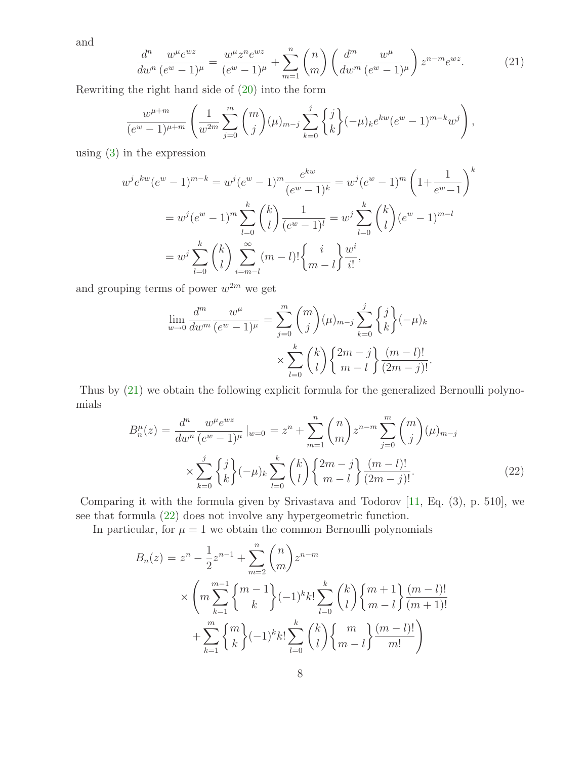and

$$\frac{d^n}{dw^n}\frac{w^\mu e^{wz}}{(e^w-1)^\mu} = \frac{w^\mu z^n e^{wz}}{(e^w-1)^\mu} + \sum_{m=1}^{n}\binom{n}{m}\left(\frac{d^m}{dw^m}\frac{w^\mu}{(e^w-1)^\mu}\right) z^{n-m} e^{wz}. \tag{21}$$

Rewriting the right hand side of (20) into the form

$$\frac{w^{\mu+m}}{(e^w-1)^{\mu+m}}\left(\frac{1}{w^{2m}}\sum_{j=0}^{m}\binom{m}{j}(\mu)_{m-j}\sum_{k=0}^{j}\left\{{j \atop k}\right\}(-\mu)_k e^{kw}(e^w-1)^{m-k}w^j\right),$$

using (3) in the expression

$$\begin{aligned}
w^j e^{kw}(e^w-1)^{m-k} &= w^j(e^w-1)^m\frac{e^{kw}}{(e^w-1)^k} = w^j(e^w-1)^m\left(1+\frac{1}{e^w-1}\right)^k \\
&= w^j(e^w-1)^m\sum_{l=0}^{k}\binom{k}{l}\frac{1}{(e^w-1)^l} = w^j\sum_{l=0}^{k}\binom{k}{l}(e^w-1)^{m-l} \\
&= w^j\sum_{l=0}^{k}\binom{k}{l}\sum_{i=m-l}^{\infty}(m-l)!\left\{{i \atop m-l}\right\}\frac{w^i}{i!},
\end{aligned}$$

and grouping terms of power $w^{2m}$ we get

$$\begin{aligned}
\lim_{w\to 0}\frac{d^m}{dw^m}\frac{w^\mu}{(e^w-1)^\mu} &= \sum_{j=0}^{m}\binom{m}{j}(\mu)_{m-j}\sum_{k=0}^{j}\left\{{j \atop k}\right\}(-\mu)_k \\
&\quad\times\sum_{l=0}^{k}\binom{k}{l}\left\{{2m-j \atop m-l}\right\}\frac{(m-l)!}{(2m-j)!}.
\end{aligned}$$

Thus by (21) we obtain the following explicit formula for the generalized Bernoulli polynomials

$$\begin{aligned}
B_n^\mu(z) = \frac{d^n}{dw^n}\frac{w^\mu e^{wz}}{(e^w-1)^\mu}\Big|_{w=0} &= z^n + \sum_{m=1}^{n}\binom{n}{m}z^{n-m}\sum_{j=0}^{m}\binom{m}{j}(\mu)_{m-j} \\
&\quad\times\sum_{k=0}^{j}\left\{{j \atop k}\right\}(-\mu)_k\sum_{l=0}^{k}\binom{k}{l}\left\{{2m-j \atop m-l}\right\}\frac{(m-l)!}{(2m-j)!}.
\end{aligned} \tag{22}$$

Comparing it with the formula given by Srivastava and Todorov [11, Eq. (3), p. 510], we see that formula (22) does not involve any hypergeometric function.

In particular, for $\mu = 1$ we obtain the common Bernoulli polynomials

$$\begin{aligned}
B_n(z) &= z^n - \frac{1}{2}z^{n-1} + \sum_{m=2}^{n}\binom{n}{m}z^{n-m} \\
&\quad\times\left(m\sum_{k=1}^{m-1}\left\{{m-1 \atop k}\right\}(-1)^k k!\sum_{l=0}^{k}\binom{k}{l}\left\{{m+1 \atop m-l}\right\}\frac{(m-l)!}{(m+1)!}\right. \\
&\quad\left.+\sum_{k=1}^{m}\left\{{m \atop k}\right\}(-1)^k k!\sum_{l=0}^{k}\binom{k}{l}\left\{{m \atop m-l}\right\}\frac{(m-l)!}{m!}\right)
\end{aligned}$$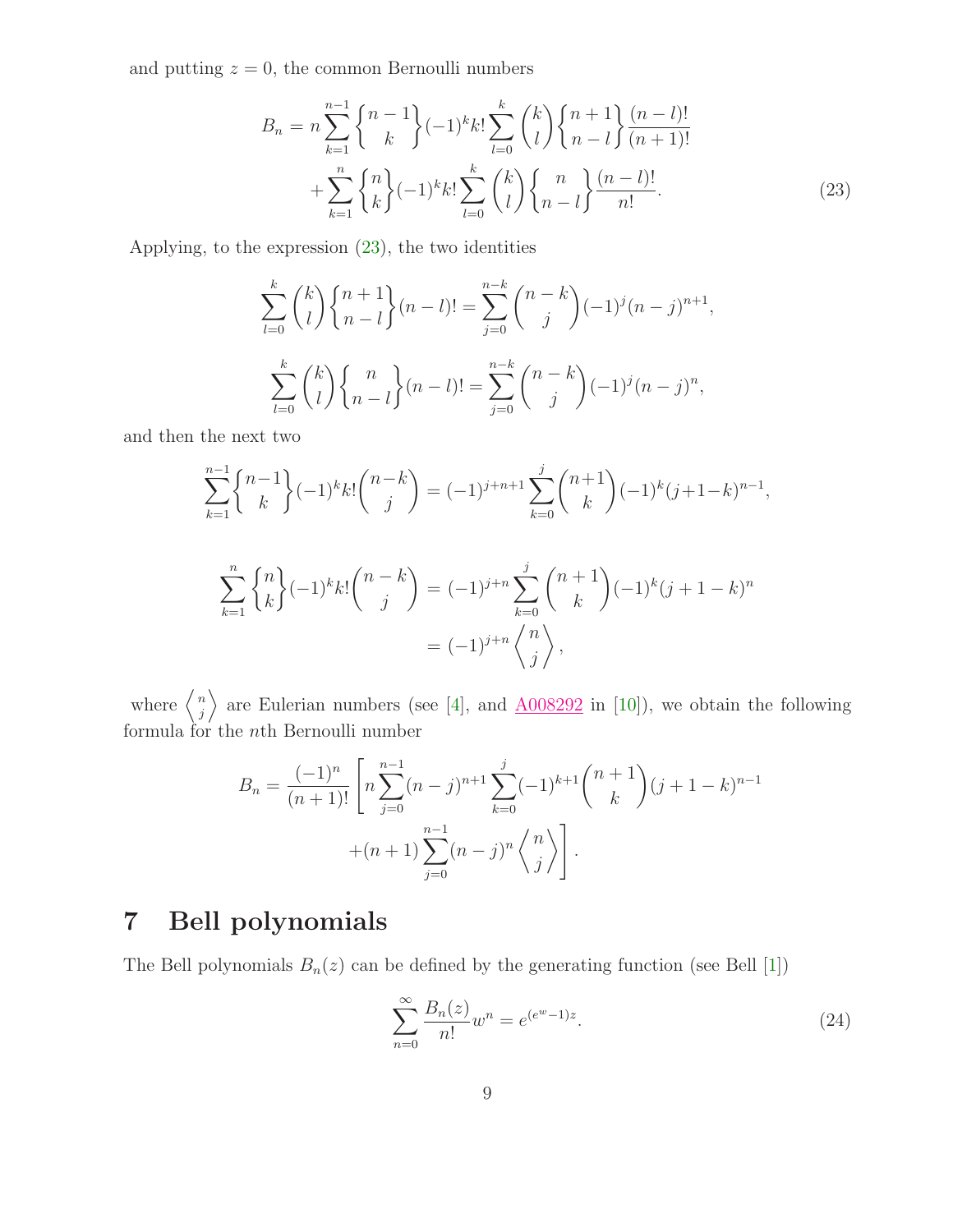and putting $z = 0$, the common Bernoulli numbers

$$
\begin{aligned}
B_n &= n \sum_{k=1}^{n-1} \left\{ {n-1 \atop k} \right\} (-1)^k k! \sum_{l=0}^{k} \binom{k}{l} \left\{ {n+1 \atop n-l} \right\} \frac{(n-l)!}{(n+1)!} \\
&\quad + \sum_{k=1}^{n} \left\{ {n \atop k} \right\} (-1)^k k! \sum_{l=0}^{k} \binom{k}{l} \left\{ {n \atop n-l} \right\} \frac{(n-l)!}{n!}. \qquad (23)
\end{aligned}
$$

Applying, to the expression (23), the two identities

$$
\sum_{l=0}^{k} \binom{k}{l} \left\{ {n+1 \atop n-l} \right\} (n-l)! = \sum_{j=0}^{n-k} \binom{n-k}{j} (-1)^j (n-j)^{n+1},
$$

$$
\sum_{l=0}^{k} \binom{k}{l} \left\{ {n \atop n-l} \right\} (n-l)! = \sum_{j=0}^{n-k} \binom{n-k}{j} (-1)^j (n-j)^{n},
$$

and then the next two

$$
\sum_{k=1}^{n-1} \left\{ {n-1 \atop k} \right\} (-1)^k k! \binom{n-k}{j} = (-1)^{j+n+1} \sum_{k=0}^{j} \binom{n+1}{k} (-1)^k (j+1-k)^{n-1},
$$

$$
\begin{aligned}
\sum_{k=1}^{n} \left\{ {n \atop k} \right\} (-1)^k k! \binom{n-k}{j} &= (-1)^{j+n} \sum_{k=0}^{j} \binom{n+1}{k} (-1)^k (j+1-k)^n \\
&= (-1)^{j+n} \left\langle {n \atop j} \right\rangle,
\end{aligned}
$$

where $\left\langle {n \atop j} \right\rangle$ are Eulerian numbers (see [4], and A008292 in [10]), we obtain the following formula for the $n$th Bernoulli number

$$
\begin{aligned}
B_n = \frac{(-1)^n}{(n+1)!} \Bigg[ & n \sum_{j=0}^{n-1} (n-j)^{n+1} \sum_{k=0}^{j} (-1)^{k+1} \binom{n+1}{k} (j+1-k)^{n-1} \\
& + (n+1) \sum_{j=0}^{n-1} (n-j)^n \left\langle {n \atop j} \right\rangle \Bigg].
\end{aligned}
$$

# 7 Bell polynomials

The Bell polynomials $B_n(z)$ can be defined by the generating function (see Bell [1])

$$
\sum_{n=0}^{\infty} \frac{B_n(z)}{n!} w^n = e^{(e^w - 1)z}. \qquad (24)
$$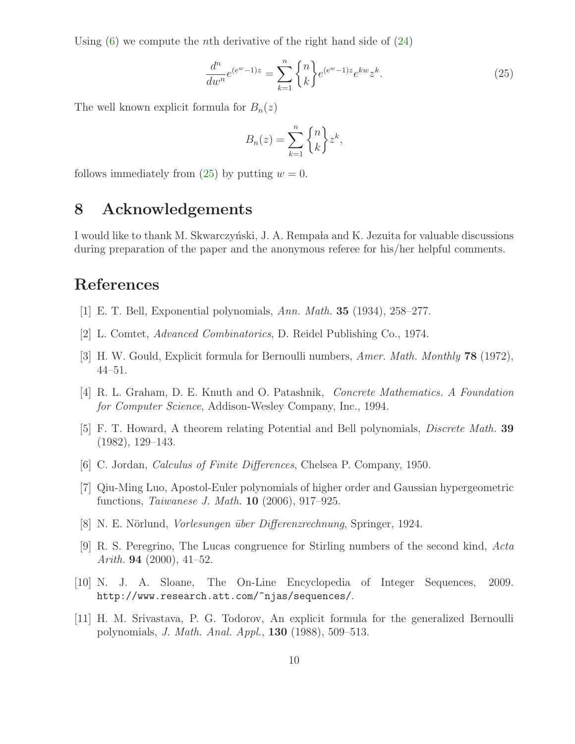Using (6) we compute the $n$th derivative of the right hand side of (24)

$$\frac{d^n}{dw^n} e^{(e^w-1)z} = \sum_{k=1}^{n} \left\{ {n \atop k} \right\} e^{(e^w-1)z} e^{kw} z^k. \tag{25}$$

The well known explicit formula for $B_n(z)$

$$B_n(z) = \sum_{k=1}^{n} \left\{ {n \atop k} \right\} z^k,$$

follows immediately from (25) by putting $w = 0$.

# 8 Acknowledgements

I would like to thank M. Skwarczyński, J. A. Rempała and K. Jezuita for valuable discussions during preparation of the paper and the anonymous referee for his/her helpful comments.

# References

[1] E. T. Bell, Exponential polynomials, *Ann. Math.* **35** (1934), 258–277.

[2] L. Comtet, *Advanced Combinatorics*, D. Reidel Publishing Co., 1974.

[3] H. W. Gould, Explicit formula for Bernoulli numbers, *Amer. Math. Monthly* **78** (1972), 44–51.

[4] R. L. Graham, D. E. Knuth and O. Patashnik, *Concrete Mathematics. A Foundation for Computer Science*, Addison-Wesley Company, Inc., 1994.

[5] F. T. Howard, A theorem relating Potential and Bell polynomials, *Discrete Math.* **39** (1982), 129–143.

[6] C. Jordan, *Calculus of Finite Differences*, Chelsea P. Company, 1950.

[7] Qiu-Ming Luo, Apostol-Euler polynomials of higher order and Gaussian hypergeometric functions, *Taiwanese J. Math.* **10** (2006), 917–925.

[8] N. E. Nörlund, *Vorlesungen über Differenzrechnung*, Springer, 1924.

[9] R. S. Peregrino, The Lucas congruence for Stirling numbers of the second kind, *Acta Arith.* **94** (2000), 41–52.

[10] N. J. A. Sloane, The On-Line Encyclopedia of Integer Sequences, 2009. http://www.research.att.com/~njas/sequences/.

[11] H. M. Srivastava, P. G. Todorov, An explicit formula for the generalized Bernoulli polynomials, *J. Math. Anal. Appl.*, **130** (1988), 509–513.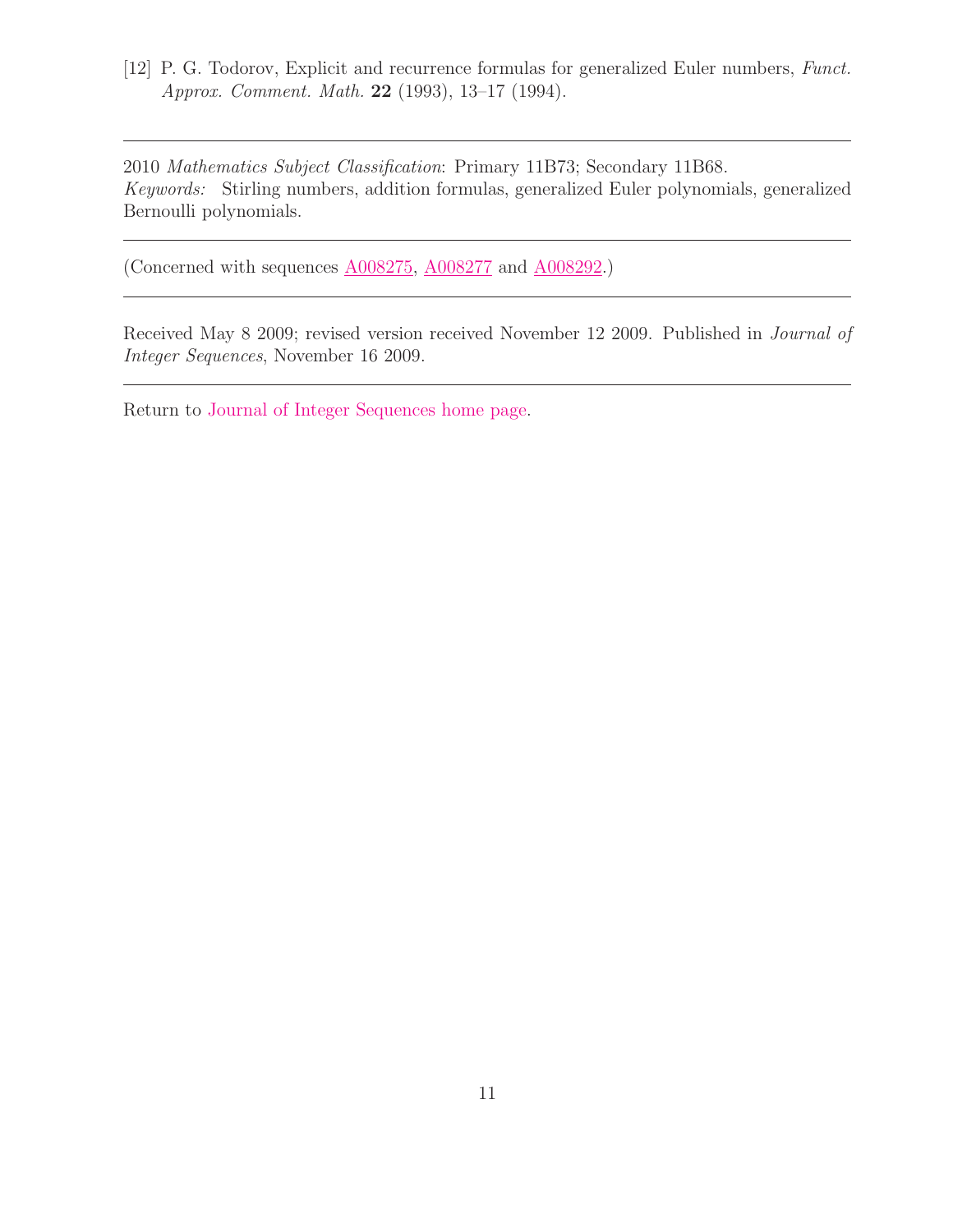[12] P. G. Todorov, Explicit and recurrence formulas for generalized Euler numbers, *Funct. Approx. Comment. Math.* **22** (1993), 13–17 (1994).

---

2010 *Mathematics Subject Classification*: Primary 11B73; Secondary 11B68.
*Keywords:* Stirling numbers, addition formulas, generalized Euler polynomials, generalized Bernoulli polynomials.

---

(Concerned with sequences A008275, A008277 and A008292.)

---

Received May 8 2009; revised version received November 12 2009. Published in *Journal of Integer Sequences*, November 16 2009.

---

Return to Journal of Integer Sequences home page.